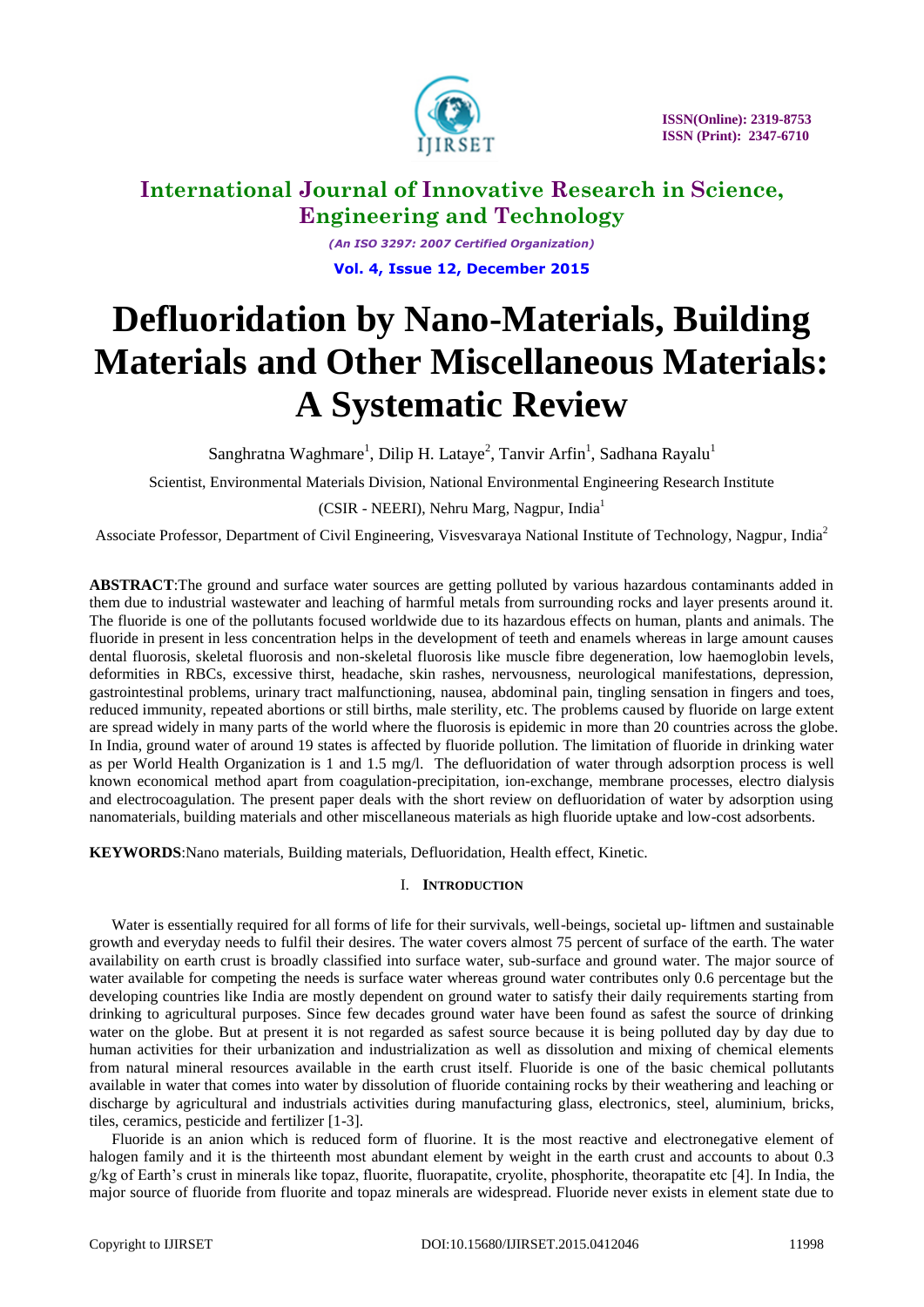# International Journal of Innovative Research in Science, Engineering and Technology

*(An ISO 3297: 2007 Certified Organization)*

# Defluoridation by Nano-Materials, Building Materials and Other Miscellaneous Materials: A Systematic Review

Sanghratna Waghmare[1], Dilip H. Lataye[2], Tanvir Arfin[1], Sadhana Rayalu[1]

Scientist, Environmental Materials Division, National Environmental Engineering Research Institute (CSIR - NEERI), Nehru Marg, Nagpur, India[1]

Associate Professor, Department of Civil Engineering, Visvesvaraya National Institute of Technology, Nagpur, India[2]

**ABSTRACT**:The ground and surface water sources are getting polluted by various hazardous contaminants added in them due to industrial wastewater and leaching of harmful metals from surrounding rocks and layer presents around it. The fluoride is one of the pollutants focused worldwide due to its hazardous effects on human, plants and animals. The fluoride in present in less concentration helps in the development of teeth and enamels whereas in large amount causes dental fluorosis, skeletal fluorosis and non-skeletal fluorosis like muscle fibre degeneration, low haemoglobin levels, deformities in RBCs, excessive thirst, headache, skin rashes, nervousness, neurological manifestations, depression, gastrointestinal problems, urinary tract malfunctioning, nausea, abdominal pain, tingling sensation in fingers and toes, reduced immunity, repeated abortions or still births, male sterility, etc. The problems caused by fluoride on large extent are spread widely in many parts of the world where the fluorosis is epidemic in more than 20 countries across the globe. In India, ground water of around 19 states is affected by fluoride pollution. The limitation of fluoride in drinking water as per World Health Organization is 1 and 1.5 mg/l. The defluoridation of water through adsorption process is well known economical method apart from coagulation-precipitation, ion-exchange, membrane processes, electro dialysis and electrocoagulation. The present paper deals with the short review on defluoridation of water by adsorption using nanomaterials, building materials and other miscellaneous materials as high fluoride uptake and low-cost adsorbents.

**KEYWORDS**:Nano materials, Building materials, Defluoridation, Health effect, Kinetic.

## I. INTRODUCTION

Water is essentially required for all forms of life for their survivals, well-beings, societal up- liftmen and sustainable growth and everyday needs to fulfil their desires. The water covers almost 75 percent of surface of the earth. The water availability on earth crust is broadly classified into surface water, sub-surface and ground water. The major source of water available for competing the needs is surface water whereas ground water contributes only 0.6 percentage but the developing countries like India are mostly dependent on ground water to satisfy their daily requirements starting from drinking to agricultural purposes. Since few decades ground water have been found as safest the source of drinking water on the globe. But at present it is not regarded as safest source because it is being polluted day by day due to human activities for their urbanization and industrialization as well as dissolution and mixing of chemical elements from natural mineral resources available in the earth crust itself. Fluoride is one of the basic chemical pollutants available in water that comes into water by dissolution of fluoride containing rocks by their weathering and leaching or discharge by agricultural and industrials activities during manufacturing glass, electronics, steel, aluminium, bricks, tiles, ceramics, pesticide and fertilizer [1-3].

Fluoride is an anion which is reduced form of fluorine. It is the most reactive and electronegative element of halogen family and it is the thirteenth most abundant element by weight in the earth crust and accounts to about 0.3 g/kg of Earth's crust in minerals like topaz, fluorite, fluorapatite, cryolite, phosphorite, theorapatite etc [4]. In India, the major source of fluoride from fluorite and topaz minerals are widespread. Fluoride never exists in element state due to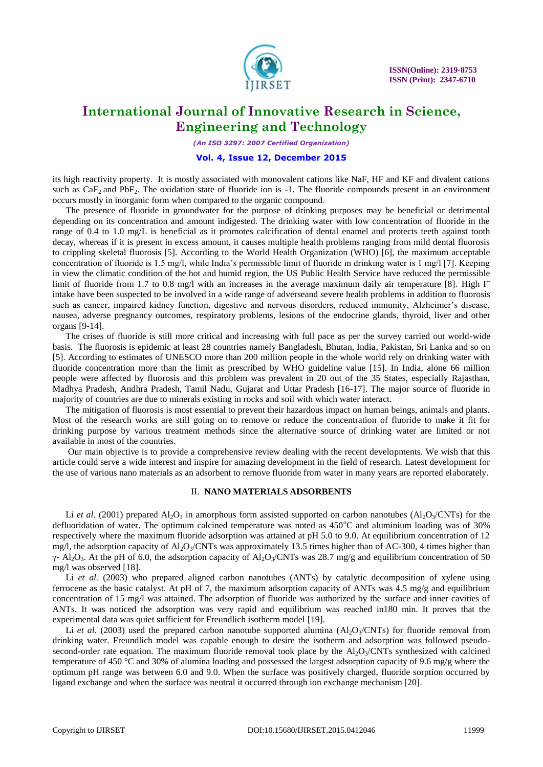its high reactivity property. It is mostly associated with monovalent cations like NaF, HF and KF and divalent cations such as $CaF_2$ and $PbF_2$. The oxidation state of fluoride ion is -1. The fluoride compounds present in an environment occurs mostly in inorganic form when compared to the organic compound.

The presence of fluoride in groundwater for the purpose of drinking purposes may be beneficial or detrimental depending on its concentration and amount indigested. The drinking water with low concentration of fluoride in the range of 0.4 to 1.0 mg/L is beneficial as it promotes calcification of dental enamel and protects teeth against tooth decay, whereas if it is present in excess amount, it causes multiple health problems ranging from mild dental fluorosis to crippling skeletal fluorosis [5]. According to the World Health Organization (WHO) [6], the maximum acceptable concentration of fluoride is 1.5 mg/l, while India's permissible limit of fluoride in drinking water is 1 mg/l [7]. Keeping in view the climatic condition of the hot and humid region, the US Public Health Service have reduced the permissible limit of fluoride from 1.7 to 0.8 mg/l with an increases in the average maximum daily air temperature [8]. High $F^-$ intake have been suspected to be involved in a wide range of adverseand severe health problems in addition to fluorosis such as cancer, impaired kidney function, digestive and nervous disorders, reduced immunity, Alzheimer's disease, nausea, adverse pregnancy outcomes, respiratory problems, lesions of the endocrine glands, thyroid, liver and other organs [9-14].

The crises of fluoride is still more critical and increasing with full pace as per the survey carried out world-wide basis. The fluorosis is epidemic at least 28 countries namely Bangladesh, Bhutan, India, Pakistan, Sri Lanka and so on [5]. According to estimates of UNESCO more than 200 million people in the whole world rely on drinking water with fluoride concentration more than the limit as prescribed by WHO guideline value [15]. In India, alone 66 million people were affected by fluorosis and this problem was prevalent in 20 out of the 35 States, especially Rajasthan, Madhya Pradesh, Andhra Pradesh, Tamil Nadu, Gujarat and Uttar Pradesh [16-17]. The major source of fluoride in majority of countries are due to minerals existing in rocks and soil with which water interact.

The mitigation of fluorosis is most essential to prevent their hazardous impact on human beings, animals and plants. Most of the research works are still going on to remove or reduce the concentration of fluoride to make it fit for drinking purpose by various treatment methods since the alternative source of drinking water are limited or not available in most of the countries.

Our main objective is to provide a comprehensive review dealing with the recent developments. We wish that this article could serve a wide interest and inspire for amazing development in the field of research. Latest development for the use of various nano materials as an adsorbent to remove fluoride from water in many years are reported elaborately.

## II. NANO MATERIALS ADSORBENTS

Li *et al.* (2001) prepared $Al_2O_3$ in amorphous form assisted supported on carbon nanotubes ($Al_2O_3$/CNTs) for the defluoridation of water. The optimum calcined temperature was noted as 450$^o$C and aluminium loading was of 30% respectively where the maximum fluoride adsorption was attained at pH 5.0 to 9.0. At equilibrium concentration of 12 mg/l, the adsorption capacity of $Al_2O_3$/CNTs was approximately 13.5 times higher than of AC-300, 4 times higher than $\gamma$- $Al_2O_3$. At the pH of 6.0, the adsorption capacity of $Al_2O_3$/CNTs was 28.7 mg/g and equilibrium concentration of 50 mg/l was observed [18].

Li *et al.* (2003) who prepared aligned carbon nanotubes (ANTs) by catalytic decomposition of xylene using ferrocene as the basic catalyst. At pH of 7, the maximum adsorption capacity of ANTs was 4.5 mg/g and equilibrium concentration of 15 mg/l was attained. The adsorption of fluoride was authorized by the surface and inner cavities of ANTs. It was noticed the adsorption was very rapid and equilibrium was reached in180 min. It proves that the experimental data was quiet sufficient for Freundlich isotherm model [19].

Li *et al.* (2003) used the prepared carbon nanotube supported alumina ($Al_2O_3$/CNTs) for fluoride removal from drinking water. Freundlich model was capable enough to desire the isotherm and adsorption was followed pseudo-second-order rate equation. The maximum fluoride removal took place by the $Al_2O_3$/CNTs synthesized with calcined temperature of 450 °C and 30% of alumina loading and possessed the largest adsorption capacity of 9.6 mg/g where the optimum pH range was between 6.0 and 9.0. When the surface was positively charged, fluoride sorption occurred by ligand exchange and when the surface was neutral it occurred through ion exchange mechanism [20].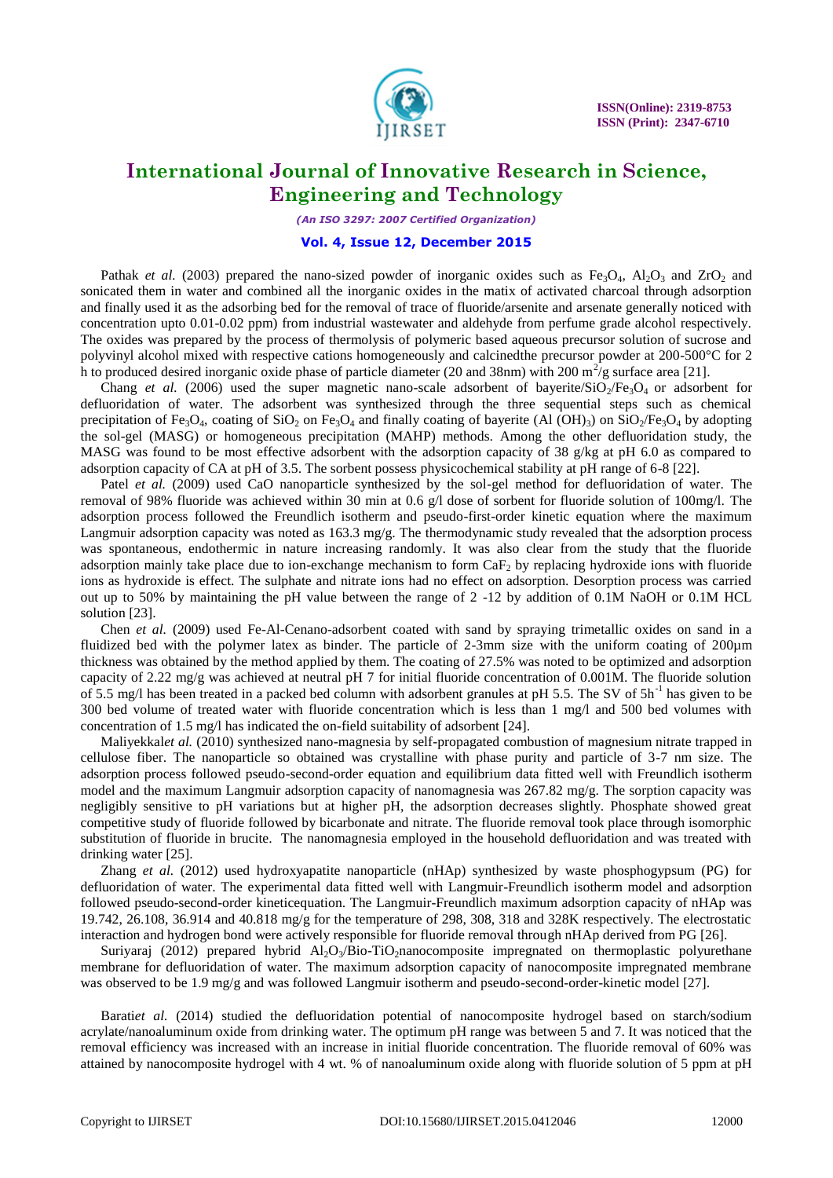Pathak *et al.* (2003) prepared the nano-sized powder of inorganic oxides such as $Fe_3O_4$, $Al_2O_3$ and $ZrO_2$ and sonicated them in water and combined all the inorganic oxides in the matix of activated charcoal through adsorption and finally used it as the adsorbing bed for the removal of trace of fluoride/arsenite and arsenate generally noticed with concentration upto 0.01-0.02 ppm) from industrial wastewater and aldehyde from perfume grade alcohol respectively. The oxides was prepared by the process of thermolysis of polymeric based aqueous precursor solution of sucrose and polyvinyl alcohol mixed with respective cations homogeneously and calcinedthe precursor powder at 200-500°C for 2 h to produced desired inorganic oxide phase of particle diameter (20 and 38nm) with 200 $m^2$/g surface area [21].

Chang *et al.* (2006) used the super magnetic nano-scale adsorbent of bayerite/$SiO_2$/$Fe_3O_4$ or adsorbent for defluoridation of water. The adsorbent was synthesized through the three sequential steps such as chemical precipitation of $Fe_3O_4$, coating of $SiO_2$ on $Fe_3O_4$ and finally coating of bayerite (Al $(OH)_3$) on $SiO_2$/$Fe_3O_4$ by adopting the sol-gel (MASG) or homogeneous precipitation (MAHP) methods. Among the other defluoridation study, the MASG was found to be most effective adsorbent with the adsorption capacity of 38 g/kg at pH 6.0 as compared to adsorption capacity of CA at pH of 3.5. The sorbent possess physicochemical stability at pH range of 6-8 [22].

Patel *et al.* (2009) used CaO nanoparticle synthesized by the sol-gel method for defluoridation of water. The removal of 98% fluoride was achieved within 30 min at 0.6 g/l dose of sorbent for fluoride solution of 100mg/l. The adsorption process followed the Freundlich isotherm and pseudo-first-order kinetic equation where the maximum Langmuir adsorption capacity was noted as 163.3 mg/g. The thermodynamic study revealed that the adsorption process was spontaneous, endothermic in nature increasing randomly. It was also clear from the study that the fluoride adsorption mainly take place due to ion-exchange mechanism to form $CaF_2$ by replacing hydroxide ions with fluoride ions as hydroxide is effect. The sulphate and nitrate ions had no effect on adsorption. Desorption process was carried out up to 50% by maintaining the pH value between the range of 2 -12 by addition of 0.1M NaOH or 0.1M HCL solution [23].

Chen *et al.* (2009) used Fe-Al-Cenano-adsorbent coated with sand by spraying trimetallic oxides on sand in a fluidized bed with the polymer latex as binder. The particle of 2-3mm size with the uniform coating of 200µm thickness was obtained by the method applied by them. The coating of 27.5% was noted to be optimized and adsorption capacity of 2.22 mg/g was achieved at neutral pH 7 for initial fluoride concentration of 0.001M. The fluoride solution of 5.5 mg/l has been treated in a packed bed column with adsorbent granules at pH 5.5. The SV of $5h^{-1}$ has given to be 300 bed volume of treated water with fluoride concentration which is less than 1 mg/l and 500 bed volumes with concentration of 1.5 mg/l has indicated the on-field suitability of adsorbent [24].

Maliyekkal*et al.* (2010) synthesized nano-magnesia by self-propagated combustion of magnesium nitrate trapped in cellulose fiber. The nanoparticle so obtained was crystalline with phase purity and particle of 3-7 nm size. The adsorption process followed pseudo-second-order equation and equilibrium data fitted well with Freundlich isotherm model and the maximum Langmuir adsorption capacity of nanomagnesia was 267.82 mg/g. The sorption capacity was negligibly sensitive to pH variations but at higher pH, the adsorption decreases slightly. Phosphate showed great competitive study of fluoride followed by bicarbonate and nitrate. The fluoride removal took place through isomorphic substitution of fluoride in brucite. The nanomagnesia employed in the household defluoridation and was treated with drinking water [25].

Zhang *et al.* (2012) used hydroxyapatite nanoparticle (nHAp) synthesized by waste phosphogypsum (PG) for defluoridation of water. The experimental data fitted well with Langmuir-Freundlich isotherm model and adsorption followed pseudo-second-order kineticequation. The Langmuir-Freundlich maximum adsorption capacity of nHAp was 19.742, 26.108, 36.914 and 40.818 mg/g for the temperature of 298, 308, 318 and 328K respectively. The electrostatic interaction and hydrogen bond were actively responsible for fluoride removal through nHAp derived from PG [26].

Suriyaraj (2012) prepared hybrid $Al_2O_3$/Bio-$TiO_2$nanocomposite impregnated on thermoplastic polyurethane membrane for defluoridation of water. The maximum adsorption capacity of nanocomposite impregnated membrane was observed to be 1.9 mg/g and was followed Langmuir isotherm and pseudo-second-order-kinetic model [27].

Barati*et al.* (2014) studied the defluoridation potential of nanocomposite hydrogel based on starch/sodium acrylate/nanoaluminum oxide from drinking water. The optimum pH range was between 5 and 7. It was noticed that the removal efficiency was increased with an increase in initial fluoride concentration. The fluoride removal of 60% was attained by nanocomposite hydrogel with 4 wt. % of nanoaluminum oxide along with fluoride solution of 5 ppm at pH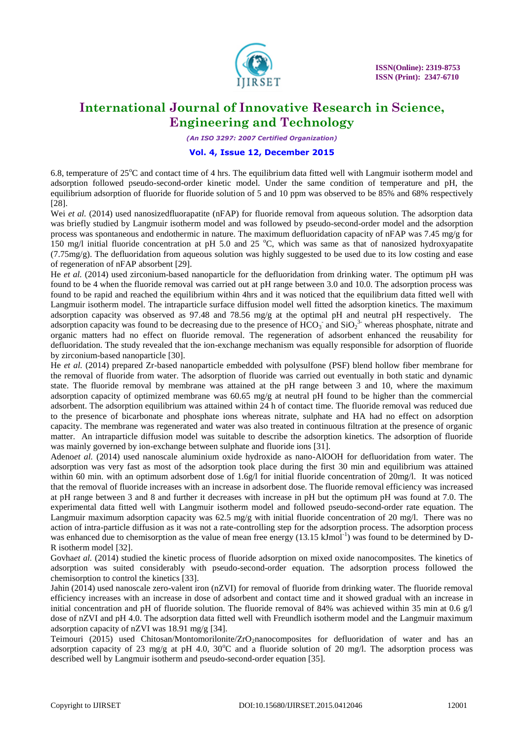6.8, temperature of 25°C and contact time of 4 hrs. The equilibrium data fitted well with Langmuir isotherm model and adsorption followed pseudo-second-order kinetic model. Under the same condition of temperature and pH, the equilibrium adsorption of fluoride for fluoride solution of 5 and 10 ppm was observed to be 85% and 68% respectively [28].

Wei *et al.* (2014) used nanosizedfluorapatite (nFAP) for fluoride removal from aqueous solution. The adsorption data was briefly studied by Langmuir isotherm model and was followed by pseudo-second-order model and the adsorption process was spontaneous and endothermic in nature. The maximum defluoridation capacity of nFAP was 7.45 mg/g for 150 mg/l initial fluoride concentration at pH 5.0 and 25 °C, which was same as that of nanosized hydroxyapatite (7.75mg/g). The defluoridation from aqueous solution was highly suggested to be used due to its low costing and ease of regeneration of nFAP absorbent [29].

He *et al.* (2014) used zirconium-based nanoparticle for the defluoridation from drinking water. The optimum pH was found to be 4 when the fluoride removal was carried out at pH range between 3.0 and 10.0. The adsorption process was found to be rapid and reached the equilibrium within 4hrs and it was noticed that the equilibrium data fitted well with Langmuir isotherm model. The intraparticle surface diffusion model well fitted the adsorption kinetics. The maximum adsorption capacity was observed as 97.48 and 78.56 mg/g at the optimal pH and neutral pH respectively. The adsorption capacity was found to be decreasing due to the presence of $HCO_3^-$ and $SiO_2^{3-}$ whereas phosphate, nitrate and organic matters had no effect on fluoride removal. The regeneration of adsorbent enhanced the reusability for defluoridation. The study revealed that the ion-exchange mechanism was equally responsible for adsorption of fluoride by zirconium-based nanoparticle [30].

He *et al.* (2014) prepared Zr-based nanoparticle embedded with polysulfone (PSF) blend hollow fiber membrane for the removal of fluoride from water. The adsorption of fluoride was carried out eventually in both static and dynamic state. The fluoride removal by membrane was attained at the pH range between 3 and 10, where the maximum adsorption capacity of optimized membrane was 60.65 mg/g at neutral pH found to be higher than the commercial adsorbent. The adsorption equilibrium was attained within 24 h of contact time. The fluoride removal was reduced due to the presence of bicarbonate and phosphate ions whereas nitrate, sulphate and HA had no effect on adsorption capacity. The membrane was regenerated and water was also treated in continuous filtration at the presence of organic matter. An intraparticle diffusion model was suitable to describe the adsorption kinetics. The adsorption of fluoride was mainly governed by ion-exchange between sulphate and fluoride ions [31].

Adeno*et al.* (2014) used nanoscale aluminium oxide hydroxide as nano-AlOOH for defluoridation from water. The adsorption was very fast as most of the adsorption took place during the first 30 min and equilibrium was attained within 60 min. with an optimum adsorbent dose of 1.6g/l for initial fluoride concentration of 20mg/l. It was noticed that the removal of fluoride increases with an increase in adsorbent dose. The fluoride removal efficiency was increased at pH range between 3 and 8 and further it decreases with increase in pH but the optimum pH was found at 7.0. The experimental data fitted well with Langmuir isotherm model and followed pseudo-second-order rate equation. The Langmuir maximum adsorption capacity was 62.5 mg/g with initial fluoride concentration of 20 mg/l. There was no action of intra-particle diffusion as it was not a rate-controlling step for the adsorption process. The adsorption process was enhanced due to chemisorption as the value of mean free energy (13.15 $kJmol^{-1}$) was found to be determined by D-R isotherm model [32].

Govha*et al.* (2014) studied the kinetic process of fluoride adsorption on mixed oxide nanocomposites. The kinetics of adsorption was suited considerably with pseudo-second-order equation. The adsorption process followed the chemisorption to control the kinetics [33].

Jahin (2014) used nanoscale zero-valent iron (nZVI) for removal of fluoride from drinking water. The fluoride removal efficiency increases with an increase in dose of adsorbent and contact time and it showed gradual with an increase in initial concentration and pH of fluoride solution. The fluoride removal of 84% was achieved within 35 min at 0.6 g/l dose of nZVI and pH 4.0. The adsorption data fitted well with Freundlich isotherm model and the Langmuir maximum adsorption capacity of nZVI was 18.91 mg/g [34].

Teimouri (2015) used Chitosan/Montomorilonite/$ZrO_2$nanocomposites for defluoridation of water and has an adsorption capacity of 23 mg/g at pH 4.0, 30°C and a fluoride solution of 20 mg/l. The adsorption process was described well by Langmuir isotherm and pseudo-second-order equation [35].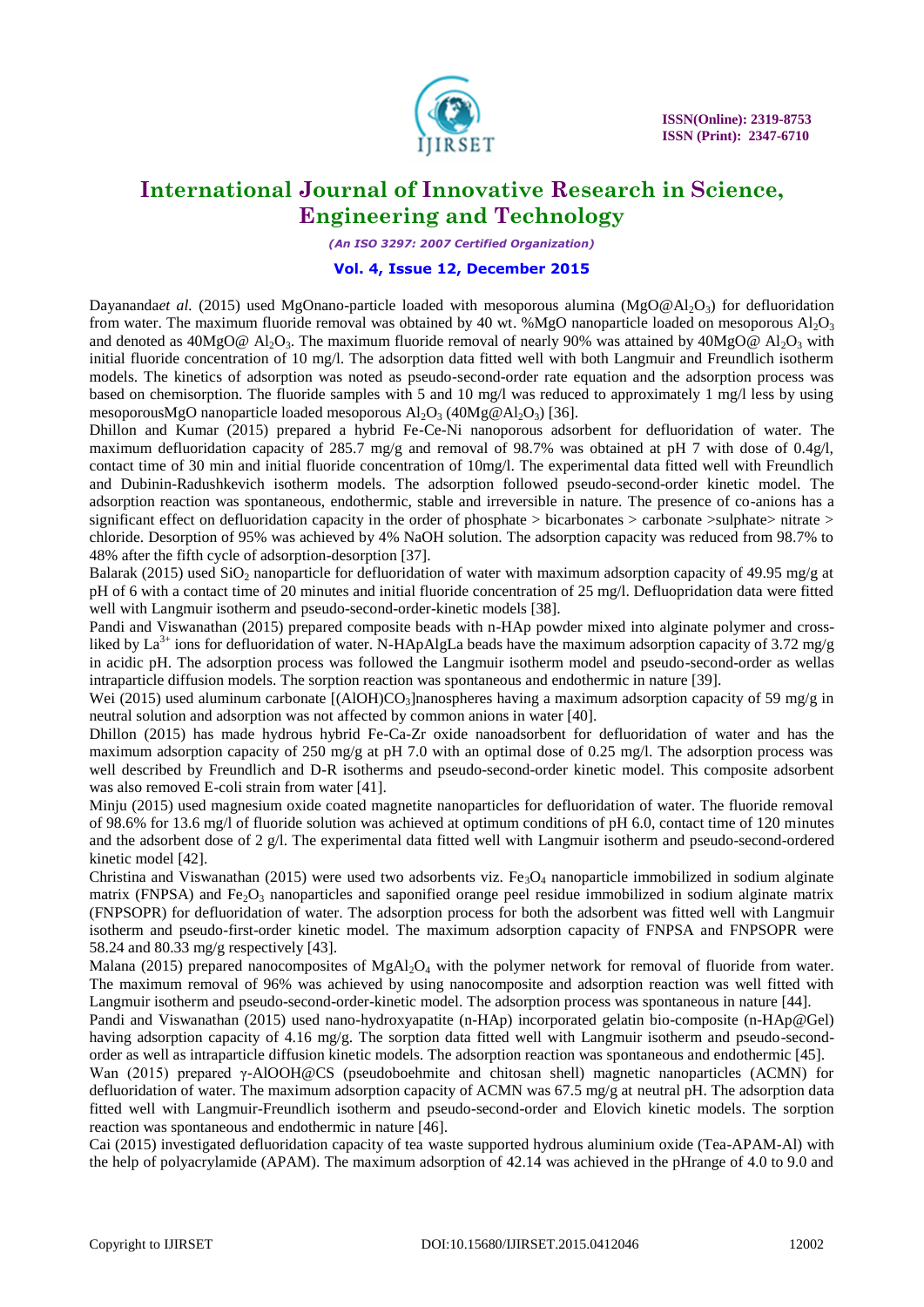Dayananda*et al.* (2015) used MgOnano-particle loaded with mesoporous alumina ($MgO@Al_2O_3$) for defluoridation from water. The maximum fluoride removal was obtained by 40 wt. %MgO nanoparticle loaded on mesoporous $Al_2O_3$ and denoted as 40MgO@ $Al_2O_3$. The maximum fluoride removal of nearly 90% was attained by 40MgO@ $Al_2O_3$ with initial fluoride concentration of 10 mg/l. The adsorption data fitted well with both Langmuir and Freundlich isotherm models. The kinetics of adsorption was noted as pseudo-second-order rate equation and the adsorption process was based on chemisorption. The fluoride samples with 5 and 10 mg/l was reduced to approximately 1 mg/l less by using mesoporousMgO nanoparticle loaded mesoporous $Al_2O_3$ ($40Mg@Al_2O_3$) [36].

Dhillon and Kumar (2015) prepared a hybrid Fe-Ce-Ni nanoporous adsorbent for defluoridation of water. The maximum defluoridation capacity of 285.7 mg/g and removal of 98.7% was obtained at pH 7 with dose of 0.4g/l, contact time of 30 min and initial fluoride concentration of 10mg/l. The experimental data fitted well with Freundlich and Dubinin-Radushkevich isotherm models. The adsorption followed pseudo-second-order kinetic model. The adsorption reaction was spontaneous, endothermic, stable and irreversible in nature. The presence of co-anions has a significant effect on defluoridation capacity in the order of phosphate > bicarbonates > carbonate >sulphate> nitrate > chloride. Desorption of 95% was achieved by 4% NaOH solution. The adsorption capacity was reduced from 98.7% to 48% after the fifth cycle of adsorption-desorption [37].

Balarak (2015) used $SiO_2$ nanoparticle for defluoridation of water with maximum adsorption capacity of 49.95 mg/g at pH of 6 with a contact time of 20 minutes and initial fluoride concentration of 25 mg/l. Defluopridation data were fitted well with Langmuir isotherm and pseudo-second-order-kinetic models [38].

Pandi and Viswanathan (2015) prepared composite beads with n-HAp powder mixed into alginate polymer and cross-liked by $La^{3+}$ ions for defluoridation of water. N-HApAlgLa beads have the maximum adsorption capacity of 3.72 mg/g in acidic pH. The adsorption process was followed the Langmuir isotherm model and pseudo-second-order as wellas intraparticle diffusion models. The sorption reaction was spontaneous and endothermic in nature [39].

Wei (2015) used aluminum carbonate [$(AlOH)CO_3$]nanospheres having a maximum adsorption capacity of 59 mg/g in neutral solution and adsorption was not affected by common anions in water [40].

Dhillon (2015) has made hydrous hybrid Fe-Ca-Zr oxide nanoadsorbent for defluoridation of water and has the maximum adsorption capacity of 250 mg/g at pH 7.0 with an optimal dose of 0.25 mg/l. The adsorption process was well described by Freundlich and D-R isotherms and pseudo-second-order kinetic model. This composite adsorbent was also removed E-coli strain from water [41].

Minju (2015) used magnesium oxide coated magnetite nanoparticles for defluoridation of water. The fluoride removal of 98.6% for 13.6 mg/l of fluoride solution was achieved at optimum conditions of pH 6.0, contact time of 120 minutes and the adsorbent dose of 2 g/l. The experimental data fitted well with Langmuir isotherm and pseudo-second-ordered kinetic model [42].

Christina and Viswanathan (2015) were used two adsorbents viz. $Fe_3O_4$ nanoparticle immobilized in sodium alginate matrix (FNPSA) and $Fe_2O_3$ nanoparticles and saponified orange peel residue immobilized in sodium alginate matrix (FNPSOPR) for defluoridation of water. The adsorption process for both the adsorbent was fitted well with Langmuir isotherm and pseudo-first-order kinetic model. The maximum adsorption capacity of FNPSA and FNPSOPR were 58.24 and 80.33 mg/g respectively [43].

Malana (2015) prepared nanocomposites of $MgAl_2O_4$ with the polymer network for removal of fluoride from water. The maximum removal of 96% was achieved by using nanocomposite and adsorption reaction was well fitted with Langmuir isotherm and pseudo-second-order-kinetic model. The adsorption process was spontaneous in nature [44].

Pandi and Viswanathan (2015) used nano-hydroxyapatite (n-HAp) incorporated gelatin bio-composite (n-HAp@Gel) having adsorption capacity of 4.16 mg/g. The sorption data fitted well with Langmuir isotherm and pseudo-second-order as well as intraparticle diffusion kinetic models. The adsorption reaction was spontaneous and endothermic [45].

Wan (2015) prepared γ-AlOOH@CS (pseudoboehmite and chitosan shell) magnetic nanoparticles (ACMN) for defluoridation of water. The maximum adsorption capacity of ACMN was 67.5 mg/g at neutral pH. The adsorption data fitted well with Langmuir-Freundlich isotherm and pseudo-second-order and Elovich kinetic models. The sorption reaction was spontaneous and endothermic in nature [46].

Cai (2015) investigated defluoridation capacity of tea waste supported hydrous aluminium oxide (Tea-APAM-Al) with the help of polyacrylamide (APAM). The maximum adsorption of 42.14 was achieved in the pHrange of 4.0 to 9.0 and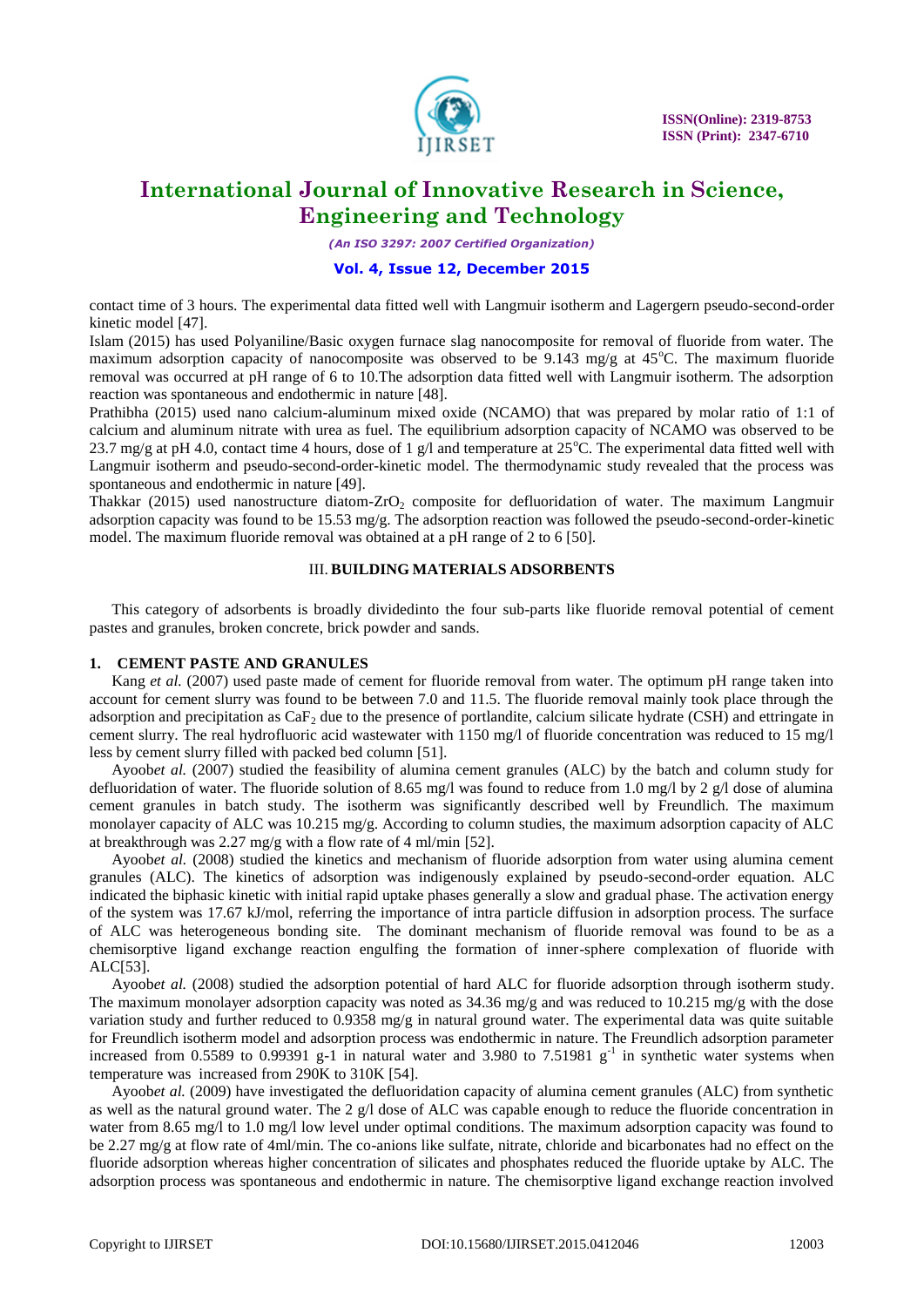contact time of 3 hours. The experimental data fitted well with Langmuir isotherm and Lagergern pseudo-second-order kinetic model [47].

Islam (2015) has used Polyaniline/Basic oxygen furnace slag nanocomposite for removal of fluoride from water. The maximum adsorption capacity of nanocomposite was observed to be 9.143 mg/g at 45°C. The maximum fluoride removal was occurred at pH range of 6 to 10.The adsorption data fitted well with Langmuir isotherm. The adsorption reaction was spontaneous and endothermic in nature [48].

Prathibha (2015) used nano calcium-aluminum mixed oxide (NCAMO) that was prepared by molar ratio of 1:1 of calcium and aluminum nitrate with urea as fuel. The equilibrium adsorption capacity of NCAMO was observed to be 23.7 mg/g at pH 4.0, contact time 4 hours, dose of 1 g/l and temperature at 25°C. The experimental data fitted well with Langmuir isotherm and pseudo-second-order-kinetic model. The thermodynamic study revealed that the process was spontaneous and endothermic in nature [49].

Thakkar (2015) used nanostructure diatom-$ZrO_2$ composite for defluoridation of water. The maximum Langmuir adsorption capacity was found to be 15.53 mg/g. The adsorption reaction was followed the pseudo-second-order-kinetic model. The maximum fluoride removal was obtained at a pH range of 2 to 6 [50].

## III. BUILDING MATERIALS ADSORBENTS

This category of adsorbents is broadly dividedinto the four sub-parts like fluoride removal potential of cement pastes and granules, broken concrete, brick powder and sands.

### 1. CEMENT PASTE AND GRANULES

Kang *et al.* (2007) used paste made of cement for fluoride removal from water. The optimum pH range taken into account for cement slurry was found to be between 7.0 and 11.5. The fluoride removal mainly took place through the adsorption and precipitation as $CaF_2$ due to the presence of portlandite, calcium silicate hydrate (CSH) and ettringate in cement slurry. The real hydrofluoric acid wastewater with 1150 mg/l of fluoride concentration was reduced to 15 mg/l less by cement slurry filled with packed bed column [51].

Ayoob*et al.* (2007) studied the feasibility of alumina cement granules (ALC) by the batch and column study for defluoridation of water. The fluoride solution of 8.65 mg/l was found to reduce from 1.0 mg/l by 2 g/l dose of alumina cement granules in batch study. The isotherm was significantly described well by Freundlich. The maximum monolayer capacity of ALC was 10.215 mg/g. According to column studies, the maximum adsorption capacity of ALC at breakthrough was 2.27 mg/g with a flow rate of 4 ml/min [52].

Ayoob*et al.* (2008) studied the kinetics and mechanism of fluoride adsorption from water using alumina cement granules (ALC). The kinetics of adsorption was indigenously explained by pseudo-second-order equation. ALC indicated the biphasic kinetic with initial rapid uptake phases generally a slow and gradual phase. The activation energy of the system was 17.67 kJ/mol, referring the importance of intra particle diffusion in adsorption process. The surface of ALC was heterogeneous bonding site. The dominant mechanism of fluoride removal was found to be as a chemisorptive ligand exchange reaction engulfing the formation of inner-sphere complexation of fluoride with ALC[53].

Ayoob*et al.* (2008) studied the adsorption potential of hard ALC for fluoride adsorption through isotherm study. The maximum monolayer adsorption capacity was noted as 34.36 mg/g and was reduced to 10.215 mg/g with the dose variation study and further reduced to 0.9358 mg/g in natural ground water. The experimental data was quite suitable for Freundlich isotherm model and adsorption process was endothermic in nature. The Freundlich adsorption parameter increased from 0.5589 to 0.99391 g-1 in natural water and 3.980 to 7.51981 $g^{-1}$ in synthetic water systems when temperature was increased from 290K to 310K [54].

Ayoob*et al.* (2009) have investigated the defluoridation capacity of alumina cement granules (ALC) from synthetic as well as the natural ground water. The 2 g/l dose of ALC was capable enough to reduce the fluoride concentration in water from 8.65 mg/l to 1.0 mg/l low level under optimal conditions. The maximum adsorption capacity was found to be 2.27 mg/g at flow rate of 4ml/min. The co-anions like sulfate, nitrate, chloride and bicarbonates had no effect on the fluoride adsorption whereas higher concentration of silicates and phosphates reduced the fluoride uptake by ALC. The adsorption process was spontaneous and endothermic in nature. The chemisorptive ligand exchange reaction involved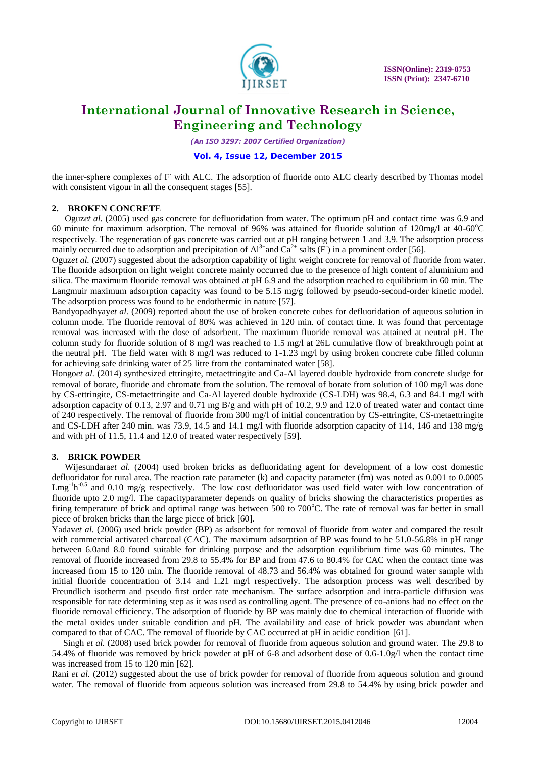the inner-sphere complexes of $F^-$ with ALC. The adsorption of fluoride onto ALC clearly described by Thomas model with consistent vigour in all the consequent stages [55].

## 2. BROKEN CONCRETE

Oguz*et al.* (2005) used gas concrete for defluoridation from water. The optimum pH and contact time was 6.9 and 60 minute for maximum adsorption. The removal of 96% was attained for fluoride solution of 120mg/l at 40-60°C respectively. The regeneration of gas concrete was carried out at pH ranging between 1 and 3.9. The adsorption process mainly occurred due to adsorption and precipitation of $Al^{3+}$and $Ca^{2+}$ salts ($F^-$) in a prominent order [56].

Oguz*et al.* (2007) suggested about the adsorption capability of light weight concrete for removal of fluoride from water. The fluoride adsorption on light weight concrete mainly occurred due to the presence of high content of aluminium and silica. The maximum fluoride removal was obtained at pH 6.9 and the adsorption reached to equilibrium in 60 min. The Langmuir maximum adsorption capacity was found to be 5.15 mg/g followed by pseudo-second-order kinetic model. The adsorption process was found to be endothermic in nature [57].

Bandyopadhyay*et al.* (2009) reported about the use of broken concrete cubes for defluoridation of aqueous solution in column mode. The fluoride removal of 80% was achieved in 120 min. of contact time. It was found that percentage removal was increased with the dose of adsorbent. The maximum fluoride removal was attained at neutral pH. The column study for fluoride solution of 8 mg/l was reached to 1.5 mg/l at 26L cumulative flow of breakthrough point at the neutral pH. The field water with 8 mg/l was reduced to 1-1.23 mg/l by using broken concrete cube filled column for achieving safe drinking water of 25 litre from the contaminated water [58].

Hongo*et al.* (2014) synthesized ettringite, metaettringite and Ca-Al layered double hydroxide from concrete sludge for removal of borate, fluoride and chromate from the solution. The removal of borate from solution of 100 mg/l was done by CS-ettringite, CS-metaettringite and Ca-Al layered double hydroxide (CS-LDH) was 98.4, 6.3 and 84.1 mg/l with adsorption capacity of 0.13, 2.97 and 0.71 mg B/g and with pH of 10.2, 9.9 and 12.0 of treated water and contact time of 240 respectively. The removal of fluoride from 300 mg/l of initial concentration by CS-ettringite, CS-metaettringite and CS-LDH after 240 min. was 73.9, 14.5 and 14.1 mg/l with fluoride adsorption capacity of 114, 146 and 138 mg/g and with pH of 11.5, 11.4 and 12.0 of treated water respectively [59].

## 3. BRICK POWDER

Wijesundara*et al.* (2004) used broken bricks as defluoridating agent for development of a low cost domestic defluoridator for rural area. The reaction rate parameter (k) and capacity parameter (fm) was noted as 0.001 to 0.0005 $Lmg^{-1}h^{-0.5}$ and 0.10 mg/g respectively. The low cost defluoridator was used field water with low concentration of fluoride upto 2.0 mg/l. The capacityparameter depends on quality of bricks showing the characteristics properties as firing temperature of brick and optimal range was between 500 to 700°C. The rate of removal was far better in small piece of broken bricks than the large piece of brick [60].

Yadav*et al.* (2006) used brick powder (BP) as adsorbent for removal of fluoride from water and compared the result with commercial activated charcoal (CAC). The maximum adsorption of BP was found to be 51.0-56.8% in pH range between 6.0and 8.0 found suitable for drinking purpose and the adsorption equilibrium time was 60 minutes. The removal of fluoride increased from 29.8 to 55.4% for BP and from 47.6 to 80.4% for CAC when the contact time was increased from 15 to 120 min. The fluoride removal of 48.73 and 56.4% was obtained for ground water sample with initial fluoride concentration of 3.14 and 1.21 mg/l respectively. The adsorption process was well described by Freundlich isotherm and pseudo first order rate mechanism. The surface adsorption and intra-particle diffusion was responsible for rate determining step as it was used as controlling agent. The presence of co-anions had no effect on the fluoride removal efficiency. The adsorption of fluoride by BP was mainly due to chemical interaction of fluoride with the metal oxides under suitable condition and pH. The availability and ease of brick powder was abundant when compared to that of CAC. The removal of fluoride by CAC occurred at pH in acidic condition [61].

Singh *et al.* (2008) used brick powder for removal of fluoride from aqueous solution and ground water. The 29.8 to 54.4% of fluoride was removed by brick powder at pH of 6-8 and adsorbent dose of 0.6-1.0g/l when the contact time was increased from 15 to 120 min [62].

Rani *et al.* (2012) suggested about the use of brick powder for removal of fluoride from aqueous solution and ground water. The removal of fluoride from aqueous solution was increased from 29.8 to 54.4% by using brick powder and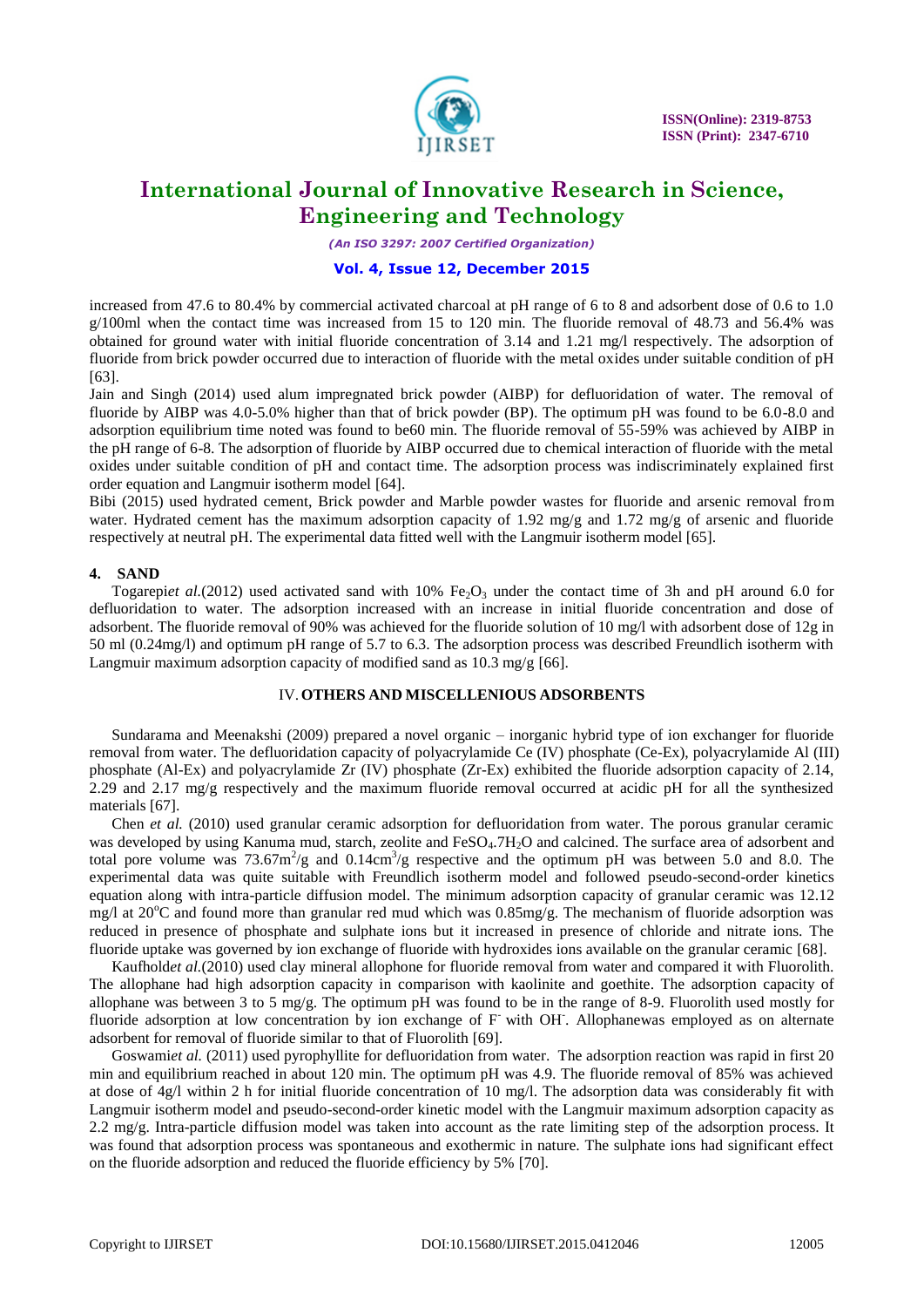increased from 47.6 to 80.4% by commercial activated charcoal at pH range of 6 to 8 and adsorbent dose of 0.6 to 1.0 g/100ml when the contact time was increased from 15 to 120 min. The fluoride removal of 48.73 and 56.4% was obtained for ground water with initial fluoride concentration of 3.14 and 1.21 mg/l respectively. The adsorption of fluoride from brick powder occurred due to interaction of fluoride with the metal oxides under suitable condition of pH [63].

Jain and Singh (2014) used alum impregnated brick powder (AIBP) for defluoridation of water. The removal of fluoride by AIBP was 4.0-5.0% higher than that of brick powder (BP). The optimum pH was found to be 6.0-8.0 and adsorption equilibrium time noted was found to be60 min. The fluoride removal of 55-59% was achieved by AIBP in the pH range of 6-8. The adsorption of fluoride by AIBP occurred due to chemical interaction of fluoride with the metal oxides under suitable condition of pH and contact time. The adsorption process was indiscriminately explained first order equation and Langmuir isotherm model [64].

Bibi (2015) used hydrated cement, Brick powder and Marble powder wastes for fluoride and arsenic removal from water. Hydrated cement has the maximum adsorption capacity of 1.92 mg/g and 1.72 mg/g of arsenic and fluoride respectively at neutral pH. The experimental data fitted well with the Langmuir isotherm model [65].

### 4. SAND

Togarepi*et al.*(2012) used activated sand with 10% $Fe_2O_3$ under the contact time of 3h and pH around 6.0 for defluoridation to water. The adsorption increased with an increase in initial fluoride concentration and dose of adsorbent. The fluoride removal of 90% was achieved for the fluoride solution of 10 mg/l with adsorbent dose of 12g in 50 ml (0.24mg/l) and optimum pH range of 5.7 to 6.3. The adsorption process was described Freundlich isotherm with Langmuir maximum adsorption capacity of modified sand as 10.3 mg/g [66].

## IV. OTHERS AND MISCELLENIOUS ADSORBENTS

Sundarama and Meenakshi (2009) prepared a novel organic – inorganic hybrid type of ion exchanger for fluoride removal from water. The defluoridation capacity of polyacrylamide Ce (IV) phosphate (Ce-Ex), polyacrylamide Al (III) phosphate (Al-Ex) and polyacrylamide Zr (IV) phosphate (Zr-Ex) exhibited the fluoride adsorption capacity of 2.14, 2.29 and 2.17 mg/g respectively and the maximum fluoride removal occurred at acidic pH for all the synthesized materials [67].

Chen *et al.* (2010) used granular ceramic adsorption for defluoridation from water. The porous granular ceramic was developed by using Kanuma mud, starch, zeolite and $FeSO_4.7H_2O$ and calcined. The surface area of adsorbent and total pore volume was 73.67$m^2$/g and 0.14$cm^3$/g respective and the optimum pH was between 5.0 and 8.0. The experimental data was quite suitable with Freundlich isotherm model and followed pseudo-second-order kinetics equation along with intra-particle diffusion model. The minimum adsorption capacity of granular ceramic was 12.12 mg/l at 20$^o$C and found more than granular red mud which was 0.85mg/g. The mechanism of fluoride adsorption was reduced in presence of phosphate and sulphate ions but it increased in presence of chloride and nitrate ions. The fluoride uptake was governed by ion exchange of fluoride with hydroxides ions available on the granular ceramic [68].

Kaufhold*et al.*(2010) used clay mineral allophone for fluoride removal from water and compared it with Fluorolith. The allophane had high adsorption capacity in comparison with kaolinite and goethite. The adsorption capacity of allophane was between 3 to 5 mg/g. The optimum pH was found to be in the range of 8-9. Fluorolith used mostly for fluoride adsorption at low concentration by ion exchange of $F^-$ with $OH^-$. Allophanewas employed as on alternate adsorbent for removal of fluoride similar to that of Fluorolith [69].

Goswami*et al.* (2011) used pyrophyllite for defluoridation from water. The adsorption reaction was rapid in first 20 min and equilibrium reached in about 120 min. The optimum pH was 4.9. The fluoride removal of 85% was achieved at dose of 4g/l within 2 h for initial fluoride concentration of 10 mg/l. The adsorption data was considerably fit with Langmuir isotherm model and pseudo-second-order kinetic model with the Langmuir maximum adsorption capacity as 2.2 mg/g. Intra-particle diffusion model was taken into account as the rate limiting step of the adsorption process. It was found that adsorption process was spontaneous and exothermic in nature. The sulphate ions had significant effect on the fluoride adsorption and reduced the fluoride efficiency by 5% [70].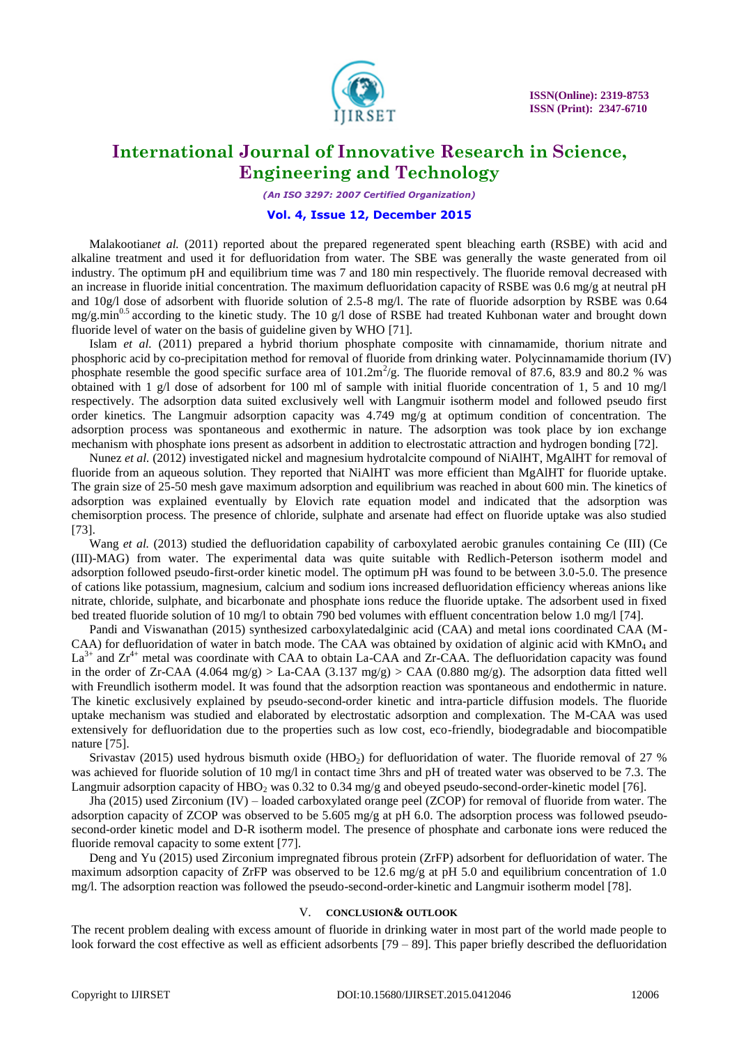Malakootian*et al.* (2011) reported about the prepared regenerated spent bleaching earth (RSBE) with acid and alkaline treatment and used it for defluoridation from water. The SBE was generally the waste generated from oil industry. The optimum pH and equilibrium time was 7 and 180 min respectively. The fluoride removal decreased with an increase in fluoride initial concentration. The maximum defluoridation capacity of RSBE was 0.6 mg/g at neutral pH and 10g/l dose of adsorbent with fluoride solution of 2.5-8 mg/l. The rate of fluoride adsorption by RSBE was 0.64 $mg/g.min^{0.5}$ according to the kinetic study. The 10 g/l dose of RSBE had treated Kuhbonan water and brought down fluoride level of water on the basis of guideline given by WHO [71].

Islam *et al.* (2011) prepared a hybrid thorium phosphate composite with cinnamamide, thorium nitrate and phosphoric acid by co-precipitation method for removal of fluoride from drinking water. Polycinnamamide thorium (IV) phosphate resemble the good specific surface area of $101.2m^2/g$. The fluoride removal of 87.6, 83.9 and 80.2 % was obtained with 1 g/l dose of adsorbent for 100 ml of sample with initial fluoride concentration of 1, 5 and 10 mg/l respectively. The adsorption data suited exclusively well with Langmuir isotherm model and followed pseudo first order kinetics. The Langmuir adsorption capacity was 4.749 mg/g at optimum condition of concentration. The adsorption process was spontaneous and exothermic in nature. The adsorption was took place by ion exchange mechanism with phosphate ions present as adsorbent in addition to electrostatic attraction and hydrogen bonding [72].

Nunez *et al.* (2012) investigated nickel and magnesium hydrotalcite compound of NiAlHT, MgAlHT for removal of fluoride from an aqueous solution. They reported that NiAlHT was more efficient than MgAlHT for fluoride uptake. The grain size of 25-50 mesh gave maximum adsorption and equilibrium was reached in about 600 min. The kinetics of adsorption was explained eventually by Elovich rate equation model and indicated that the adsorption was chemisorption process. The presence of chloride, sulphate and arsenate had effect on fluoride uptake was also studied [73].

Wang *et al.* (2013) studied the defluoridation capability of carboxylated aerobic granules containing Ce (III) (Ce (III)-MAG) from water. The experimental data was quite suitable with Redlich-Peterson isotherm model and adsorption followed pseudo-first-order kinetic model. The optimum pH was found to be between 3.0-5.0. The presence of cations like potassium, magnesium, calcium and sodium ions increased defluoridation efficiency whereas anions like nitrate, chloride, sulphate, and bicarbonate and phosphate ions reduce the fluoride uptake. The adsorbent used in fixed bed treated fluoride solution of 10 mg/l to obtain 790 bed volumes with effluent concentration below 1.0 mg/l [74].

Pandi and Viswanathan (2015) synthesized carboxylatedalginic acid (CAA) and metal ions coordinated CAA (M-CAA) for defluoridation of water in batch mode. The CAA was obtained by oxidation of alginic acid with $KMnO_4$ and $La^{3+}$ and $Zr^{4+}$ metal was coordinate with CAA to obtain La-CAA and Zr-CAA. The defluoridation capacity was found in the order of Zr-CAA (4.064 mg/g) > La-CAA (3.137 mg/g) > CAA (0.880 mg/g). The adsorption data fitted well with Freundlich isotherm model. It was found that the adsorption reaction was spontaneous and endothermic in nature. The kinetic exclusively explained by pseudo-second-order kinetic and intra-particle diffusion models. The fluoride uptake mechanism was studied and elaborated by electrostatic adsorption and complexation. The M-CAA was used extensively for defluoridation due to the properties such as low cost, eco-friendly, biodegradable and biocompatible nature [75].

Srivastav (2015) used hydrous bismuth oxide ($HBO_2$) for defluoridation of water. The fluoride removal of 27 % was achieved for fluoride solution of 10 mg/l in contact time 3hrs and pH of treated water was observed to be 7.3. The Langmuir adsorption capacity of $HBO_2$ was 0.32 to 0.34 mg/g and obeyed pseudo-second-order-kinetic model [76].

Jha (2015) used Zirconium (IV) – loaded carboxylated orange peel (ZCOP) for removal of fluoride from water. The adsorption capacity of ZCOP was observed to be 5.605 mg/g at pH 6.0. The adsorption process was followed pseudo-second-order kinetic model and D-R isotherm model. The presence of phosphate and carbonate ions were reduced the fluoride removal capacity to some extent [77].

Deng and Yu (2015) used Zirconium impregnated fibrous protein (ZrFP) adsorbent for defluoridation of water. The maximum adsorption capacity of ZrFP was observed to be 12.6 mg/g at pH 5.0 and equilibrium concentration of 1.0 mg/l. The adsorption reaction was followed the pseudo-second-order-kinetic and Langmuir isotherm model [78].

## V. CONCLUSION& OUTLOOK

The recent problem dealing with excess amount of fluoride in drinking water in most part of the world made people to look forward the cost effective as well as efficient adsorbents [79 – 89]. This paper briefly described the defluoridation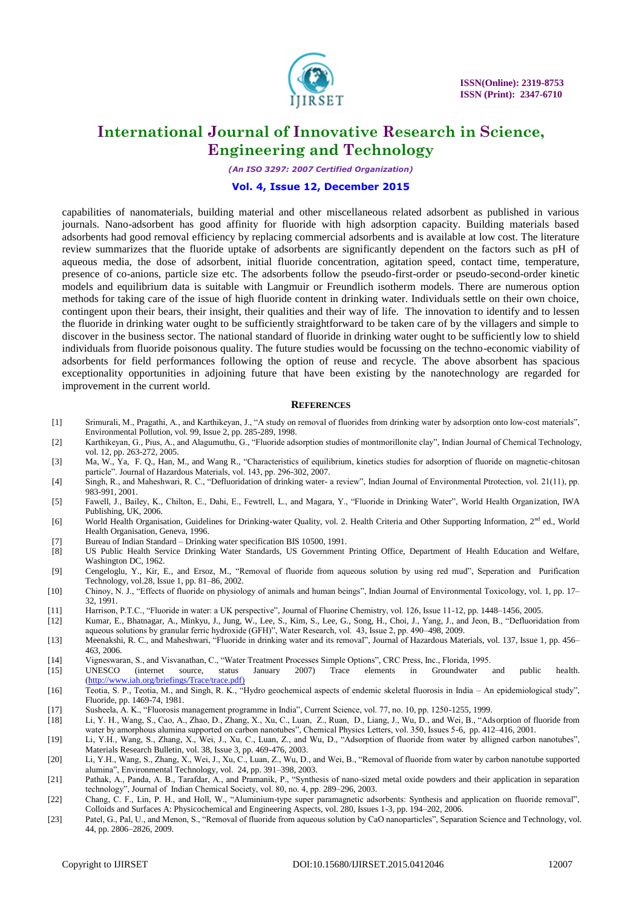capabilities of nanomaterials, building material and other miscellaneous related adsorbent as published in various journals. Nano-adsorbent has good affinity for fluoride with high adsorption capacity. Building materials based adsorbents had good removal efficiency by replacing commercial adsorbents and is available at low cost. The literature review summarizes that the fluoride uptake of adsorbents are significantly dependent on the factors such as pH of aqueous media, the dose of adsorbent, initial fluoride concentration, agitation speed, contact time, temperature, presence of co-anions, particle size etc. The adsorbents follow the pseudo-first-order or pseudo-second-order kinetic models and equilibrium data is suitable with Langmuir or Freundlich isotherm models. There are numerous option methods for taking care of the issue of high fluoride content in drinking water. Individuals settle on their own choice, contingent upon their bears, their insight, their qualities and their way of life. The innovation to identify and to lessen the fluoride in drinking water ought to be sufficiently straightforward to be taken care of by the villagers and simple to discover in the business sector. The national standard of fluoride in drinking water ought to be sufficiently low to shield individuals from fluoride poisonous quality. The future studies would be focussing on the techno-economic viability of adsorbents for field performances following the option of reuse and recycle. The above absorbent has spacious exceptionality opportunities in adjoining future that have been existing by the nanotechnology are regarded for improvement in the current world.

## REFERENCES

[1] Srimurali, M., Pragathi, A., and Karthikeyan, J., "A study on removal of fluorides from drinking water by adsorption onto low-cost materials", Environmental Pollution, vol. 99, Issue 2, pp. 285-289, 1998.

[2] Karthikeyan, G., Pius, A., and Alagumuthu, G., "Fluoride adsorption studies of montmorillonite clay", Indian Journal of Chemical Technology, vol. 12, pp. 263-272, 2005.

[3] Ma, W., Ya, F. Q., Han, M., and Wang R., "Characteristics of equilibrium, kinetics studies for adsorption of fluoride on magnetic-chitosan particle". Journal of Hazardous Materials, vol. 143, pp. 296-302, 2007.

[4] Singh, R., and Maheshwari, R. C., "Defluoridation of drinking water- a review", Indian Journal of Environmental Ptrotection, vol. 21(11), pp. 983-991, 2001.

[5] Fawell, J., Bailey, K., Chilton, E., Dahi, E., Fewtrell, L., and Magara, Y., "Fluoride in Drinking Water", World Health Organization, IWA Publishing, UK, 2006.

[6] World Health Organisation, Guidelines for Drinking-water Quality, vol. 2. Health Criteria and Other Supporting Information, 2nd ed., World Health Organisation, Geneva, 1996.

[7] Bureau of Indian Standard – Drinking water specification BIS 10500, 1991.

[8] US Public Health Service Drinking Water Standards, US Government Printing Office, Department of Health Education and Welfare, Washington DC, 1962.

[9] Cengeloglu, Y., Kir, E., and Ersoz, M., "Removal of fluoride from aqueous solution by using red mud", Seperation and Purification Technology, vol.28, Issue 1, pp. 81–86, 2002.

[10] Chinoy, N. J., "Effects of fluoride on physiology of animals and human beings", Indian Journal of Environmental Toxicology, vol. 1, pp. 17–32, 1991.

[11] Harrison, P.T.C., "Fluoride in water: a UK perspective", Journal of Fluorine Chemistry, vol. 126, Issue 11-12, pp. 1448–1456, 2005.

[12] Kumar, E., Bhatnagar, A., Minkyu, J., Jung, W., Lee, S., Kim, S., Lee, G., Song, H., Choi, J., Yang, J., and Jeon, B., "Defluoridation from aqueous solutions by granular ferric hydroxide (GFH)", Water Research, vol. 43, Issue 2, pp. 490–498, 2009.

[13] Meenakshi, R. C., and Maheshwari, "Fluoride in drinking water and its removal", Journal of Hazardous Materials, vol. 137, Issue 1, pp. 456–463, 2006.

[14] Vigneswaran, S., and Visvanathan, C., "Water Treatment Processes Simple Options", CRC Press, Inc., Florida, 1995.

[15] UNESCO (internet source, status January 2007) Trace elements in Groundwater and public health. (http://www.iah.org/briefings/Trace/trace.pdf)

[16] Teotia, S. P., Teotia, M., and Singh, R. K., "Hydro geochemical aspects of endemic skeletal fluorosis in India – An epidemiological study", Fluoride, pp. 1469-74, 1981.

[17] Susheela, A. K., "Fluorosis management programme in India", Current Science, vol. 77, no. 10, pp. 1250-1255, 1999.

[18] Li, Y. H., Wang, S., Cao, A., Zhao, D., Zhang, X., Xu, C., Luan, Z., Ruan, D., Liang, J., Wu, D., and Wei, B., "Adsorption of fluoride from water by amorphous alumina supported on carbon nanotubes", Chemical Physics Letters, vol. 350, Issues 5-6, pp. 412–416, 2001.

[19] Li, Y.H., Wang, S., Zhang, X., Wei, J., Xu, C., Luan, Z., and Wu, D., "Adsorption of fluoride from water by alligned carbon nanotubes", Materials Research Bulletin, vol. 38, Issue 3, pp. 469-476, 2003.

[20] Li, Y.H., Wang, S., Zhang, X., Wei, J., Xu, C., Luan, Z., Wu, D., and Wei, B., "Removal of fluoride from water by carbon nanotube supported alumina", Environmental Technology, vol. 24, pp. 391–398, 2003.

[21] Pathak, A., Panda, A. B., Tarafdar, A., and Pramanik, P., "Synthesis of nano-sized metal oxide powders and their application in separation technology", Journal of Indian Chemical Society, vol. 80, no. 4, pp. 289–296, 2003.

[22] Chang, C. F., Lin, P. H., and Holl, W., "Aluminium-type super paramagnetic adsorbents: Synthesis and application on fluoride removal", Colloids and Surfaces A: Physicochemical and Engineering Aspects, vol. 280, Issues 1-3, pp. 194–202, 2006.

[23] Patel, G., Pal, U., and Menon, S., "Removal of fluoride from aqueous solution by CaO nanoparticles", Separation Science and Technology, vol. 44, pp. 2806–2826, 2009.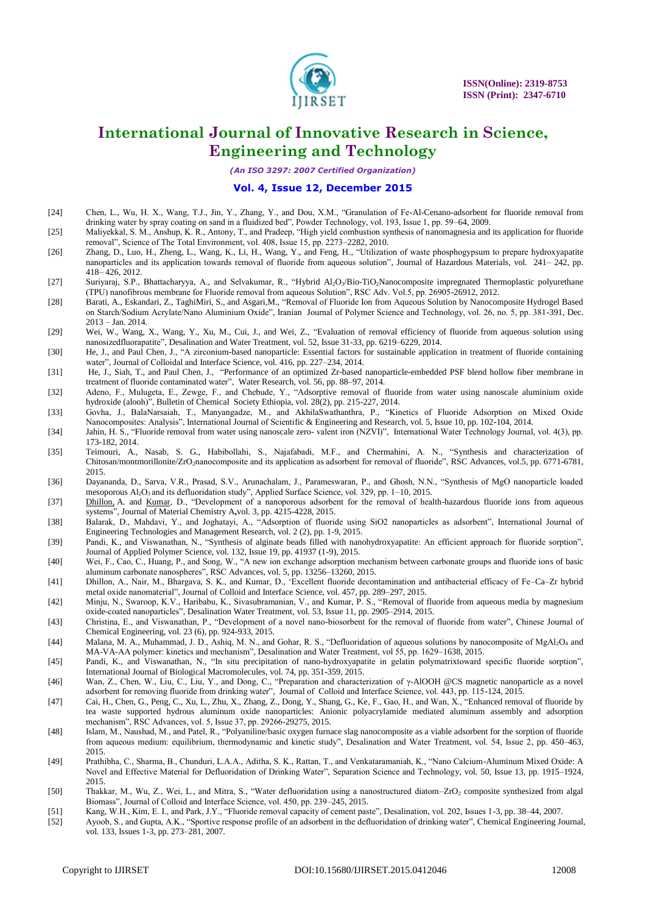[24] Chen, L., Wu, H. X., Wang, T.J., Jin, Y., Zhang, Y., and Dou, X.M., "Granulation of Fe-Al-Cenano-adsorbent for fluoride removal from drinking water by spray coating on sand in a fluidized bed", Powder Technology, vol. 193, Issue 1, pp. 59–64, 2009.

[25] Maliyekkal, S. M., Anshup, K. R., Antony, T., and Pradeep, "High yield combustion synthesis of nanomagnesia and its application for fluoride removal", Science of The Total Environment, vol. 408, Issue 15, pp. 2273–2282, 2010.

[26] Zhang, D., Luo, H., Zheng, L., Wang, K., Li, H., Wang, Y., and Feng, H., "Utilization of waste phosphogypsum to prepare hydroxyapatite nanoparticles and its application towards removal of fluoride from aqueous solution", Journal of Hazardous Materials, vol. 241– 242, pp. 418– 426, 2012.

[27] Suriyaraj, S.P., Bhattacharyya, A., and Selvakumar, R., "Hybrid $Al_2O_3$/Bio-$TiO_2$Nanocomposite impregnated Thermoplastic polyurethane (TPU) nanofibrous membrane for Fluoride removal from aqueous Solution", RSC Adv. Vol.5, pp. 26905-26912, 2012.

[28] Barati, A., Eskandari, Z., TaghiMiri, S., and Asgari,M., "Removal of Fluoride Ion from Aqueous Solution by Nanocomposite Hydrogel Based on Starch/Sodium Acrylate/Nano Aluminium Oxide", Iranian Journal of Polymer Science and Technology, vol. 26, no. 5, pp. 381-391, Dec. 2013 – Jan. 2014.

[29] Wei, W., Wang, X., Wang, Y., Xu, M., Cui, J., and Wei, Z., "Evaluation of removal efficiency of fluoride from aqueous solution using nanosizedfluorapatite", Desalination and Water Treatment, vol. 52, Issue 31-33, pp. 6219–6229, 2014.

[30] He, J., and Paul Chen, J., "A zirconium-based nanoparticle: Essential factors for sustainable application in treatment of fluoride containing water", Journal of Colloidal and Interface Science, vol. 416, pp. 227–234, 2014.

[31] He, J., Siah, T., and Paul Chen, J., "Performance of an optimized Zr-based nanoparticle-embedded PSF blend hollow fiber membrane in treatment of fluoride contaminated water", Water Research, vol. 56, pp. 88–97, 2014.

[32] Adeno, F., Mulugeta, E., Zewge, F., and Chebude, Y., "Adsorptive removal of fluoride from water using nanoscale aluminium oxide hydroxide (alooh)", Bulletin of Chemical Society Ethiopia, vol. 28(2), pp. 215-227, 2014.

[33] Govha, J., BalaNarsaiah, T., Manyangadze, M., and AkhilaSwathanthra, P., "Kinetics of Fluoride Adsorption on Mixed Oxide Nanocomposites: Analysis", International Journal of Scientific & Engineering and Research, vol. 5, Issue 10, pp. 102-104, 2014.

[34] Jahin, H. S., "Fluoride removal from water using nanoscale zero- valent iron (NZVI)", International Water Technology Journal, vol. 4(3), pp. 173-182, 2014.

[35] Teimouri, A., Nasab, S. G., Habibollahi, S., Najafabadi, M.F., and Chermahini, A. N., "Synthesis and characterization of Chitosan/montmorillonite/$ZrO_2$nanocomposite and its application as adsorbent for removal of fluoride", RSC Advances, vol.5, pp. 6771-6781, 2015.

[36] Dayananda, D., Sarva, V.R., Prasad, S.V., Arunachalam, J., Parameswaran, P., and Ghosh, N.N., "Synthesis of MgO nanoparticle loaded mesoporous $Al_2O_3$ and its defluoridation study", Applied Surface Science, vol. 329, pp. 1–10, 2015.

[37] Dhillon, A. and Kumar, D., "Development of a nanoporous adsorbent for the removal of health-hazardous fluoride ions from aqueous systems", Journal of Material Chemistry A,vol. 3, pp. 4215-4228, 2015.

[38] Balarak, D., Mahdavi, Y., and Joghatayi, A., "Adsorption of fluoride using SiO2 nanoparticles as adsorbent", International Journal of Engineering Technologies and Management Research, vol. 2 (2), pp. 1-9, 2015.

[39] Pandi, K., and Viswanathan, N., "Synthesis of alginate beads filled with nanohydroxyapatite: An efficient approach for fluoride sorption", Journal of Applied Polymer Science, vol. 132, Issue 19, pp. 41937 (1-9), 2015.

[40] Wei, F., Cao, C., Huang, P., and Song, W., "A new ion exchange adsorption mechanism between carbonate groups and fluoride ions of basic aluminum carbonate nanospheres", RSC Advances, vol. 5, pp. 13256–13260, 2015.

[41] Dhillon, A., Nair, M., Bhargava, S. K., and Kumar, D., 'Excellent fluoride decontamination and antibacterial efficacy of Fe–Ca–Zr hybrid metal oxide nanomaterial", Journal of Colloid and Interface Science, vol. 457, pp. 289–297, 2015.

[42] Minju, N., Swaroop, K.V., Haribabu, K., Sivasubramanian, V., and Kumar, P. S., "Removal of fluoride from aqueous media by magnesium oxide-coated nanoparticles", Desalination Water Treatment, vol. 53, Issue 11, pp. 2905–2914, 2015.

[43] Christina, E., and Viswanathan, P., "Development of a novel nano-biosorbent for the removal of fluoride from water", Chinese Journal of Chemical Engineering, vol. 23 (6), pp. 924-933, 2015.

[44] Malana, M. A., Muhammad, J. D., Ashiq, M. N., and Gohar, R. S., "Defluoridation of aqueous solutions by nanocomposite of $MgAl_2O_4$ and MA-VA-AA polymer: kinetics and mechanism", Desalination and Water Treatment, vol 55, pp. 1629–1638, 2015.

[45] Pandi, K., and Viswanathan, N., "In situ precipitation of nano-hydroxyapatite in gelatin polymatrixtoward specific fluoride sorption", International Journal of Biological Macromolecules, vol. 74, pp. 351-359, 2015.

[46] Wan, Z., Chen, W., Liu, C., Liu, Y., and Dong, C., "Preparation and characterization of γ-AlOOH @CS magnetic nanoparticle as a novel adsorbent for removing fluoride from drinking water", Journal of Colloid and Interface Science, vol. 443, pp. 115-124, 2015.

[47] Cai, H., Chen, G., Peng, C., Xu, L., Zhu, X., Zhang, Z., Dong, Y., Shang, G., Ke, F., Gao, H., and Wan, X., "Enhanced removal of fluoride by tea waste supported hydrous aluminum oxide nanoparticles: Anionic polyacrylamide mediated aluminum assembly and adsorption mechanism", RSC Advances, vol. 5, Issue 37, pp. 29266-29275, 2015.

[48] Islam, M., Naushad, M., and Patel, R., "Polyaniline/basic oxygen furnace slag nanocomposite as a viable adsorbent for the sorption of fluoride from aqueous medium: equilibrium, thermodynamic and kinetic study", Desalination and Water Treatment, vol. 54, Issue 2, pp. 450–463, 2015.

[49] Prathibha, C., Sharma, B., Chunduri, L.A.A., Aditha, S. K., Rattan, T., and Venkataramaniah, K., "Nano Calcium-Aluminum Mixed Oxide: A Novel and Effective Material for Defluoridation of Drinking Water", Separation Science and Technology, vol. 50, Issue 13, pp. 1915–1924, 2015.

[50] Thakkar, M., Wu, Z., Wei, L., and Mitra, S., "Water defluoridation using a nanostructured diatom–$ZrO_2$ composite synthesized from algal Biomass", Journal of Colloid and Interface Science, vol. 450, pp. 239–245, 2015.

[51] Kang, W.H., Kim, E. I., and Park, J.Y., "Fluoride removal capacity of cement paste", Desalination, vol. 202, Issues 1-3, pp. 38–44, 2007.

[52] Ayoob, S., and Gupta, A.K., "Sportive response profile of an adsorbent in the defluoridation of drinking water", Chemical Engineering Journal, vol. 133, Issues 1-3, pp. 273–281, 2007.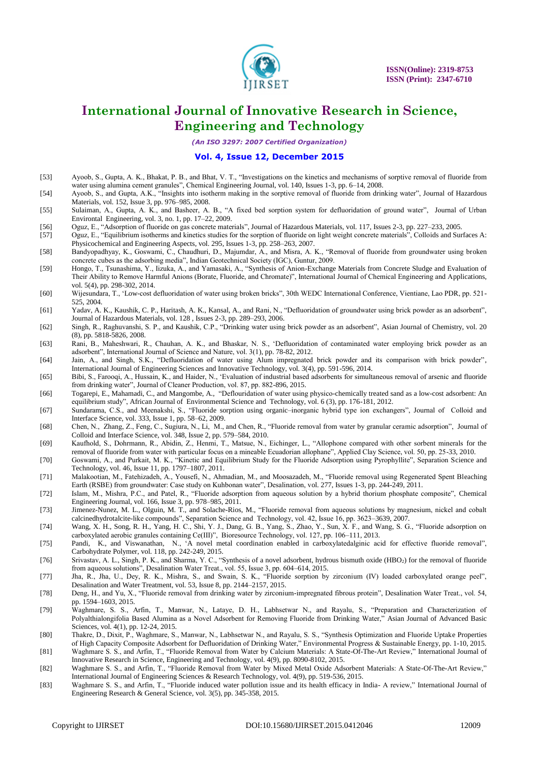[53] Ayoob, S., Gupta, A. K., Bhakat, P. B., and Bhat, V. T., "Investigations on the kinetics and mechanisms of sorptive removal of fluoride from water using alumina cement granules", Chemical Engineering Journal, vol. 140, Issues 1-3, pp. 6–14, 2008.

[54] Ayoob, S., and Gupta, A.K., "Insights into isotherm making in the sorptive removal of fluoride from drinking water", Journal of Hazardous Materials, vol. 152, Issue 3, pp. 976–985, 2008.

[55] Sulaiman, A., Gupta, A. K., and Basheer, A. B., "A fixed bed sorption system for defluoridation of ground water", Journal of Urban Environtal Engineering, vol. 3, no. 1, pp. 17–22, 2009.

[56] Oguz, E., "Adsorption of fluoride on gas concrete materials", Journal of Hazardous Materials, vol. 117, Issues 2-3, pp. 227–233, 2005.

[57] Oguz, E., "Equilibrium isotherms and kinetics studies for the sorption of fluoride on light weight concrete materials", Colloids and Surfaces A: Physicochemical and Engineering Aspects, vol. 295, Issues 1-3, pp. 258–263, 2007.

[58] Bandyopadhyay, K., Goswami, C., Chaudhuri, D., Majumdar, A., and Misra, A. K., "Removal of fluoride from groundwater using broken concrete cubes as the adsorbing media", Indian Geotechnical Society (IGC), Guntur, 2009.

[59] Hongo, T., Tsunashima, Y., Iizuka, A., and Yamasaki, A., "Synthesis of Anion-Exchange Materials from Concrete Sludge and Evaluation of Their Ability to Remove Harmful Anions (Borate, Fluoride, and Chromate)", International Journal of Chemical Engineering and Applications, vol. 5(4), pp. 298-302, 2014.

[60] Wijesundara, T., 'Low-cost defluoridation of water using broken bricks", 30th WEDC International Conference, Vientiane, Lao PDR, pp. 521-525, 2004.

[61] Yadav, A. K., Kaushik, C. P., Haritash, A. K., Kansal, A., and Rani, N., "Defluoridation of groundwater using brick powder as an adsorbent", Journal of Hazardous Materials, vol. 128 , Issues 2-3, pp. 289–293, 2006.

[62] Singh, R., Raghuvanshi, S. P., and Kaushik, C.P., "Drinking water using brick powder as an adsorbent", Asian Journal of Chemistry, vol. 20 (8), pp. 5818-5826, 2008.

[63] Rani, B., Maheshwari, R., Chauhan, A. K., and Bhaskar, N. S., 'Defluoridation of contaminated water employing brick powder as an adsorbent", International Journal of Science and Nature, vol. 3(1), pp. 78-82, 2012.

[64] Jain, A., and Singh, S.K., "Defluoridation of water using Alum impregnated brick powder and its comparison with brick powder", International Journal of Engineering Sciences and Innovative Technology, vol. 3(4), pp. 591-596, 2014.

[65] Bibi, S., Farooqi, A., Hussain, K., and Haider, N., 'Evaluation of industrial based adsorbents for simultaneous removal of arsenic and fluoride from drinking water", Journal of Cleaner Production, vol. 87, pp. 882-896, 2015.

[66] Togarepi, E., Mahamadi, C., and Mangombe, A., "Deflouridation of water using physico-chemically treated sand as a low-cost adsorbent: An equilibrium study", African Journal of Environmental Science and Technology, vol. 6 (3), pp. 176-181, 2012.

[67] Sundarama, C.S., and Meenakshi, S., "Fluoride sorption using organic–inorganic hybrid type ion exchangers", Journal of Colloid and Interface Science, vol. 333, Issue 1, pp. 58–62, 2009.

[68] Chen, N., Zhang, Z., Feng, C., Sugiura, N., Li, M., and Chen, R., "Fluoride removal from water by granular ceramic adsorption", Journal of Colloid and Interface Science, vol. 348, Issue 2, pp. 579–584, 2010.

[69] Kaufhold, S., Dohrmann, R., Abidin, Z., Henmi, T., Matsue, N., Eichinger, L., "Allophone compared with other sorbent minerals for the removal of fluoride from water with particular focus on a mineable Ecuadorian allophane", Applied Clay Science, vol. 50, pp. 25-33, 2010.

[70] Goswami, A., and Purkait, M. K., "Kinetic and Equilibrium Study for the Fluoride Adsorption using Pyrophyllite", Separation Science and Technology, vol. 46, Issue 11, pp. 1797–1807, 2011.

[71] Malakootian, M., Fatehizadeh, A., Yousefi, N., Ahmadian, M., and Moosazadeh, M., "Fluoride removal using Regenerated Spent Bleaching Earth (RSBE) from groundwater: Case study on Kuhbonan water", Desalination, vol. 277, Issues 1-3, pp. 244-249, 2011.

[72] Islam, M., Mishra, P.C., and Patel, R., "Fluoride adsorption from aqueous solution by a hybrid thorium phosphate composite", Chemical Engineering Journal, vol. 166, Issue 3, pp. 978–985, 2011.

[73] Jimenez-Nunez, M. L., Olguin, M. T., and Solache-Rios, M., "Fluoride removal from aqueous solutions by magnesium, nickel and cobalt calcinedhydrotalcite-like compounds", Separation Science and Technology, vol. 42, Issue 16, pp. 3623–3639, 2007.

[74] Wang, X. H., Song, R. H., Yang, H. C., Shi, Y. J., Dang, G. B., Yang, S., Zhao, Y., Sun, X. F., and Wang, S. G., "Fluoride adsorption on carboxylated aerobic granules containing Ce(III)", Bioresource Technology, vol. 127, pp. 106–111, 2013.

[75] Pandi, K., and Viswanathan, N., 'A novel metal coordination enabled in carboxylatedalginic acid for effective fluoride removal", Carbohydrate Polymer, vol. 118, pp. 242-249, 2015.

[76] Srivastav, A. L., Singh, P. K., and Sharma, Y. C., "Synthesis of a novel adsorbent, hydrous bismuth oxide ($HBO_2$) for the removal of fluoride from aqueous solutions", Desalination Water Treat., vol. 55, Issue 3, pp. 604–614, 2015.

[77] Jha, R., Jha, U., Dey, R. K., Mishra, S., and Swain, S. K., "Fluoride sorption by zirconium (IV) loaded carboxylated orange peel", Desalination and Water Treatment, vol. 53, Issue 8, pp. 2144–2157, 2015.

[78] Deng, H., and Yu, X., "Fluoride removal from drinking water by zirconium-impregnated fibrous protein", Desalination Water Treat., vol. 54, pp. 1594–1603, 2015.

[79] Waghmare, S. S., Arfin, T., Manwar, N., Lataye, D. H., Labhsetwar N., and Rayalu, S., "Preparation and Characterization of Polyalthialongifolia Based Alumina as a Novel Adsorbent for Removing Fluoride from Drinking Water," Asian Journal of Advanced Basic Sciences, vol. 4(1), pp. 12-24, 2015.

[80] Thakre, D., Dixit, P., Waghmare, S., Manwar, N., Labhsetwar N., and Rayalu, S. S., "Synthesis Optimization and Fluoride Uptake Properties of High Capacity Composite Adsorbent for Defluoridation of Drinking Water," Environmental Progress & Sustainable Energy, pp. 1-10, 2015.

[81] Waghmare S. S., and Arfin, T., "Fluoride Removal from Water by Calcium Materials: A State-Of-The-Art Review," International Journal of Innovative Research in Science, Engineering and Technology, vol. 4(9), pp. 8090-8102, 2015.

[82] Waghmare S. S., and Arfin, T., "Fluoride Removal from Water by Mixed Metal Oxide Adsorbent Materials: A State-Of-The-Art Review," International Journal of Engineering Sciences & Research Technology, vol. 4(9), pp. 519-536, 2015.

[83] Waghmare S. S., and Arfin, T., "Fluoride induced water pollution issue and its health efficacy in India- A review," International Journal of Engineering Research & General Science, vol. 3(5), pp. 345-358, 2015.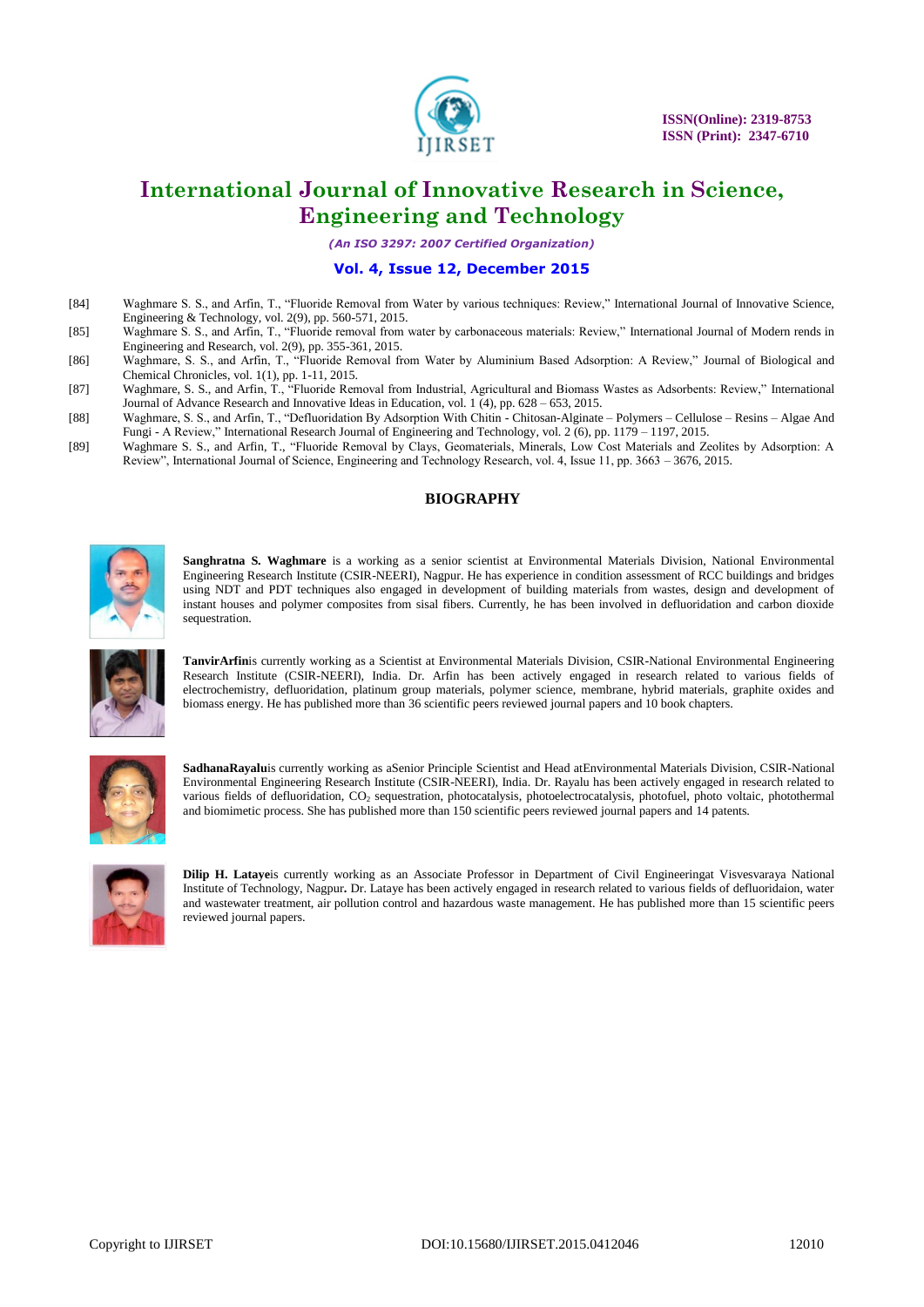[84] Waghmare S. S., and Arfin, T., "Fluoride Removal from Water by various techniques: Review," International Journal of Innovative Science, Engineering & Technology, vol. 2(9), pp. 560-571, 2015.

[85] Waghmare S. S., and Arfin, T., "Fluoride removal from water by carbonaceous materials: Review," International Journal of Modern rends in Engineering and Research, vol. 2(9), pp. 355-361, 2015.

[86] Waghmare, S. S., and Arfin, T., "Fluoride Removal from Water by Aluminium Based Adsorption: A Review," Journal of Biological and Chemical Chronicles, vol. 1(1), pp. 1-11, 2015.

[87] Waghmare, S. S., and Arfin, T., "Fluoride Removal from Industrial, Agricultural and Biomass Wastes as Adsorbents: Review," International Journal of Advance Research and Innovative Ideas in Education, vol. 1 (4), pp. 628 – 653, 2015.

[88] Waghmare, S. S., and Arfin, T., "Defluoridation By Adsorption With Chitin - Chitosan-Alginate – Polymers – Cellulose – Resins – Algae And Fungi - A Review," International Research Journal of Engineering and Technology, vol. 2 (6), pp. 1179 – 1197, 2015.

[89] Waghmare S. S., and Arfin, T., "Fluoride Removal by Clays, Geomaterials, Minerals, Low Cost Materials and Zeolites by Adsorption: A Review", International Journal of Science, Engineering and Technology Research, vol. 4, Issue 11, pp. 3663 – 3676, 2015.

## BIOGRAPHY

**Sanghratna S. Waghmare** is a working as a senior scientist at Environmental Materials Division, National Environmental Engineering Research Institute (CSIR-NEERI), Nagpur. He has experience in condition assessment of RCC buildings and bridges using NDT and PDT techniques also engaged in development of building materials from wastes, design and development of instant houses and polymer composites from sisal fibers. Currently, he has been involved in defluoridation and carbon dioxide sequestration.

**TanvirArfin**is currently working as a Scientist at Environmental Materials Division, CSIR-National Environmental Engineering Research Institute (CSIR-NEERI), India. Dr. Arfin has been actively engaged in research related to various fields of electrochemistry, defluoridation, platinum group materials, polymer science, membrane, hybrid materials, graphite oxides and biomass energy. He has published more than 36 scientific peers reviewed journal papers and 10 book chapters.

**SadhanaRayalu**is currently working as aSenior Principle Scientist and Head atEnvironmental Materials Division, CSIR-National Environmental Engineering Research Institute (CSIR-NEERI), India. Dr. Rayalu has been actively engaged in research related to various fields of defluoridation, $CO_2$ sequestration, photocatalysis, photoelectrocatalysis, photofuel, photo voltaic, photothermal and biomimetic process. She has published more than 150 scientific peers reviewed journal papers and 14 patents.

**Dilip H. Lataye**is currently working as an Associate Professor in Department of Civil Engineeringat Visvesvaraya National Institute of Technology, Nagpur**.** Dr. Lataye has been actively engaged in research related to various fields of defluoridaion, water and wastewater treatment, air pollution control and hazardous waste management. He has published more than 15 scientific peers reviewed journal papers.